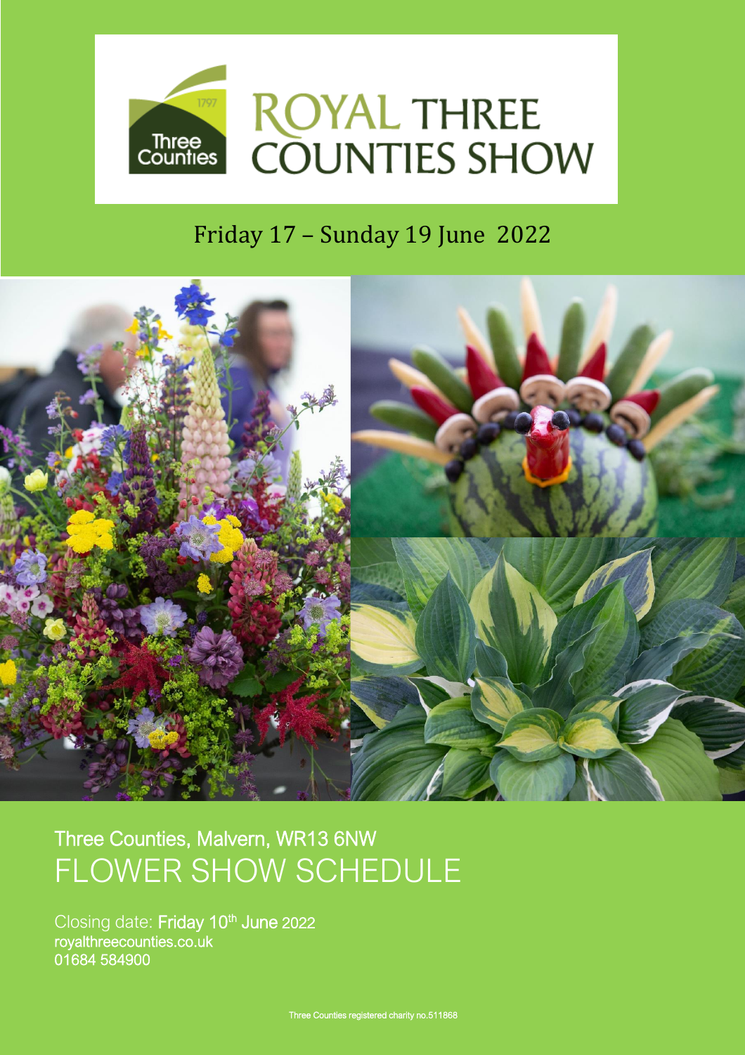# ROYAL THREE COUNTIES SHOW

Friday 17 – Sunday 19 June 2022

Three Counties, Malvern, WR13 6NW

## FLOWER SHOW SCHEDULE

Closing date: **Friday 10th June 2022**

royalthreecounties.co.uk

01684 584900

Three Counties registered charity no.511868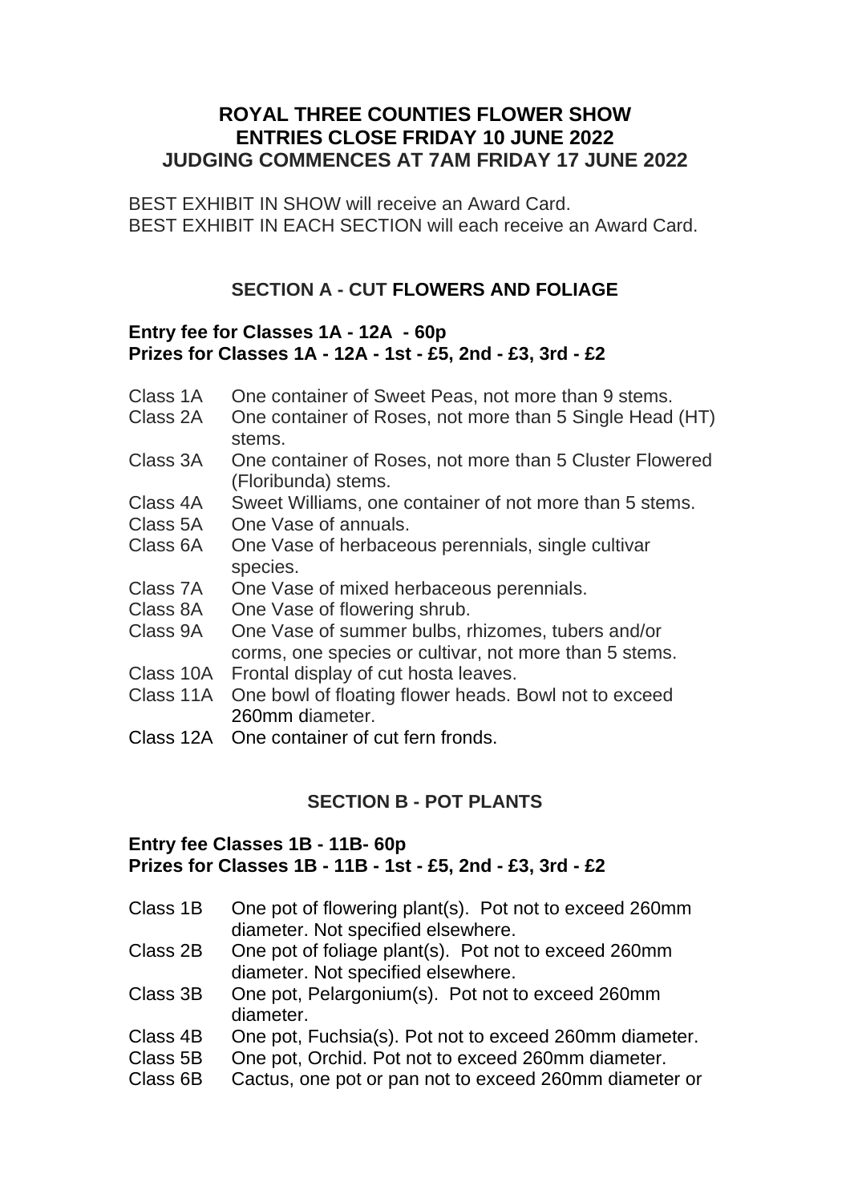## ROYAL THREE COUNTIES FLOWER SHOW
## ENTRIES CLOSE FRIDAY 10 JUNE 2022
## JUDGING COMMENCES AT 7AM FRIDAY 17 JUNE 2022

BEST EXHIBIT IN SHOW will receive an Award Card.
BEST EXHIBIT IN EACH SECTION will each receive an Award Card.

### SECTION A - CUT FLOWERS AND FOLIAGE

**Entry fee for Classes 1A - 12A - 60p**
**Prizes for Classes 1A - 12A - 1st - £5, 2nd - £3, 3rd - £2**

| | |
|---|---|
| Class 1A | One container of Sweet Peas, not more than 9 stems. |
| Class 2A | One container of Roses, not more than 5 Single Head (HT) stems. |
| Class 3A | One container of Roses, not more than 5 Cluster Flowered (Floribunda) stems. |
| Class 4A | Sweet Williams, one container of not more than 5 stems. |
| Class 5A | One Vase of annuals. |
| Class 6A | One Vase of herbaceous perennials, single cultivar species. |
| Class 7A | One Vase of mixed herbaceous perennials. |
| Class 8A | One Vase of flowering shrub. |
| Class 9A | One Vase of summer bulbs, rhizomes, tubers and/or corms, one species or cultivar, not more than 5 stems. |
| Class 10A | Frontal display of cut hosta leaves. |
| Class 11A | One bowl of floating flower heads. Bowl not to exceed 260mm diameter. |
| Class 12A | One container of cut fern fronds. |

### SECTION B - POT PLANTS

**Entry fee Classes 1B - 11B- 60p**
**Prizes for Classes 1B - 11B - 1st - £5, 2nd - £3, 3rd - £2**

| | |
|---|---|
| Class 1B | One pot of flowering plant(s). Pot not to exceed 260mm diameter. Not specified elsewhere. |
| Class 2B | One pot of foliage plant(s). Pot not to exceed 260mm diameter. Not specified elsewhere. |
| Class 3B | One pot, Pelargonium(s). Pot not to exceed 260mm diameter. |
| Class 4B | One pot, Fuchsia(s). Pot not to exceed 260mm diameter. |
| Class 5B | One pot, Orchid. Pot not to exceed 260mm diameter. |
| Class 6B | Cactus, one pot or pan not to exceed 260mm diameter or |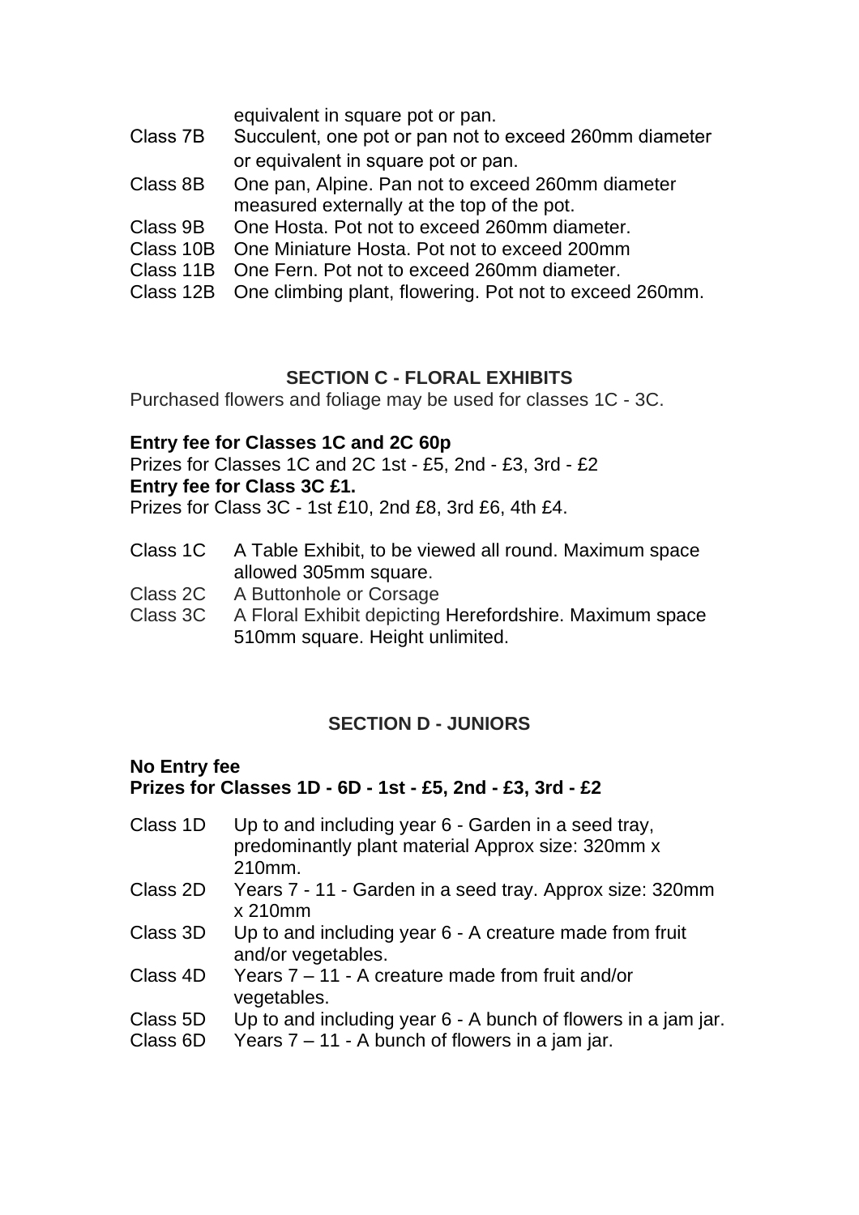equivalent in square pot or pan.

Class 7B Succulent, one pot or pan not to exceed 260mm diameter or equivalent in square pot or pan.

Class 8B One pan, Alpine. Pan not to exceed 260mm diameter measured externally at the top of the pot.

Class 9B One Hosta. Pot not to exceed 260mm diameter.

Class 10B One Miniature Hosta. Pot not to exceed 200mm

Class 11B One Fern. Pot not to exceed 260mm diameter.

Class 12B One climbing plant, flowering. Pot not to exceed 260mm.

## SECTION C - FLORAL EXHIBITS

Purchased flowers and foliage may be used for classes 1C - 3C.

**Entry fee for Classes 1C and 2C 60p**

Prizes for Classes 1C and 2C 1st - £5, 2nd - £3, 3rd - £2

**Entry fee for Class 3C £1.**

Prizes for Class 3C - 1st £10, 2nd £8, 3rd £6, 4th £4.

Class 1C A Table Exhibit, to be viewed all round. Maximum space allowed 305mm square.

Class 2C A Buttonhole or Corsage

Class 3C A Floral Exhibit depicting Herefordshire. Maximum space 510mm square. Height unlimited.

## SECTION D - JUNIORS

**No Entry fee**

**Prizes for Classes 1D - 6D - 1st - £5, 2nd - £3, 3rd - £2**

Class 1D Up to and including year 6 - Garden in a seed tray, predominantly plant material Approx size: 320mm x 210mm.

Class 2D Years 7 - 11 - Garden in a seed tray. Approx size: 320mm x 210mm

Class 3D Up to and including year 6 - A creature made from fruit and/or vegetables.

Class 4D Years 7 – 11 - A creature made from fruit and/or vegetables.

Class 5D Up to and including year 6 - A bunch of flowers in a jam jar.

Class 6D Years 7 – 11 - A bunch of flowers in a jam jar.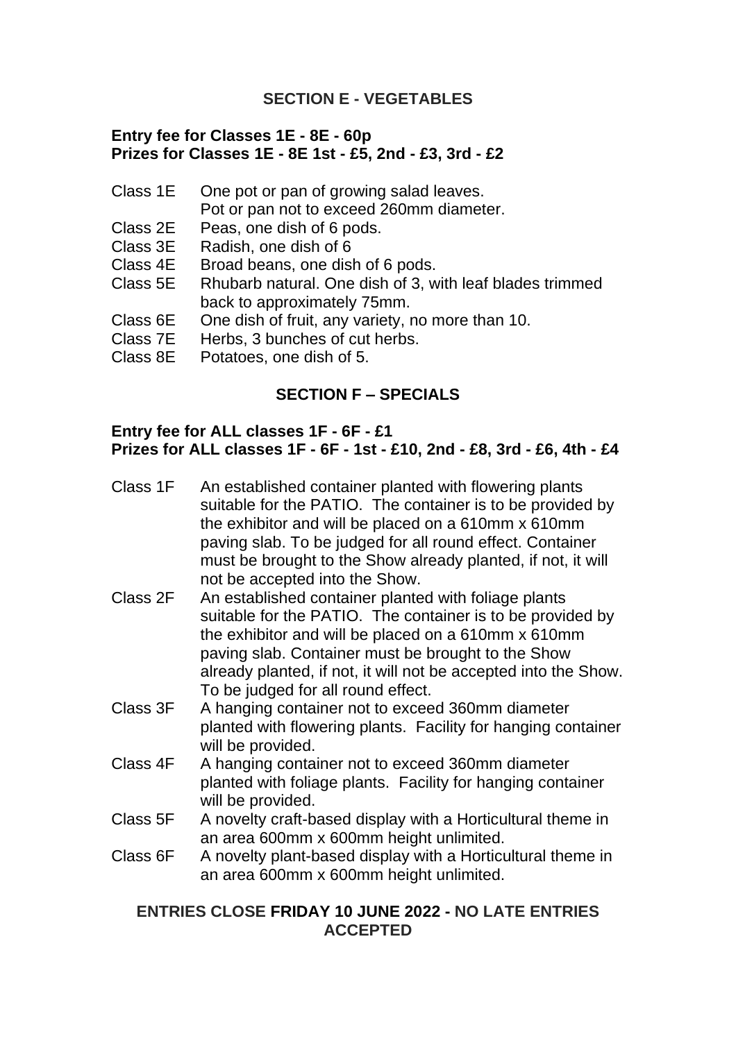## SECTION E - VEGETABLES

**Entry fee for Classes 1E - 8E - 60p**
**Prizes for Classes 1E - 8E 1st - £5, 2nd - £3, 3rd - £2**

- Class 1E One pot or pan of growing salad leaves. Pot or pan not to exceed 260mm diameter.
- Class 2E Peas, one dish of 6 pods.
- Class 3E Radish, one dish of 6
- Class 4E Broad beans, one dish of 6 pods.
- Class 5E Rhubarb natural. One dish of 3, with leaf blades trimmed back to approximately 75mm.
- Class 6E One dish of fruit, any variety, no more than 10.
- Class 7E Herbs, 3 bunches of cut herbs.
- Class 8E Potatoes, one dish of 5.

## SECTION F – SPECIALS

**Entry fee for ALL classes 1F - 6F - £1**
**Prizes for ALL classes 1F - 6F - 1st - £10, 2nd - £8, 3rd - £6, 4th - £4**

- Class 1F An established container planted with flowering plants suitable for the PATIO. The container is to be provided by the exhibitor and will be placed on a 610mm x 610mm paving slab. To be judged for all round effect. Container must be brought to the Show already planted, if not, it will not be accepted into the Show.
- Class 2F An established container planted with foliage plants suitable for the PATIO. The container is to be provided by the exhibitor and will be placed on a 610mm x 610mm paving slab. Container must be brought to the Show already planted, if not, it will not be accepted into the Show. To be judged for all round effect.
- Class 3F A hanging container not to exceed 360mm diameter planted with flowering plants. Facility for hanging container will be provided.
- Class 4F A hanging container not to exceed 360mm diameter planted with foliage plants. Facility for hanging container will be provided.
- Class 5F A novelty craft-based display with a Horticultural theme in an area 600mm x 600mm height unlimited.
- Class 6F A novelty plant-based display with a Horticultural theme in an area 600mm x 600mm height unlimited.

**ENTRIES CLOSE FRIDAY 10 JUNE 2022 - NO LATE ENTRIES ACCEPTED**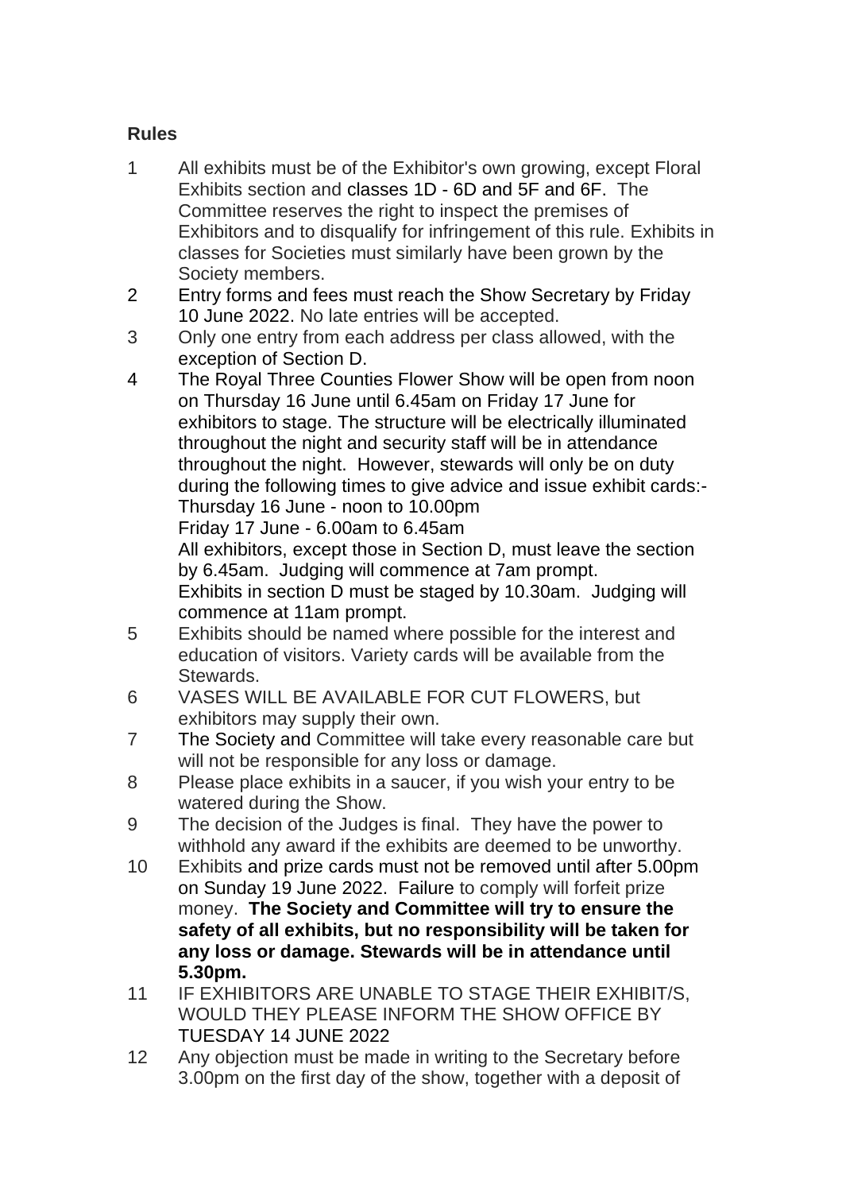**Rules**

1. All exhibits must be of the Exhibitor's own growing, except Floral Exhibits section and classes 1D - 6D and 5F and 6F. The Committee reserves the right to inspect the premises of Exhibitors and to disqualify for infringement of this rule. Exhibits in classes for Societies must similarly have been grown by the Society members.
2. Entry forms and fees must reach the Show Secretary by Friday 10 June 2022. No late entries will be accepted.
3. Only one entry from each address per class allowed, with the exception of Section D.
4. The Royal Three Counties Flower Show will be open from noon on Thursday 16 June until 6.45am on Friday 17 June for exhibitors to stage. The structure will be electrically illuminated throughout the night and security staff will be in attendance throughout the night. However, stewards will only be on duty during the following times to give advice and issue exhibit cards:-
   Thursday 16 June - noon to 10.00pm
   Friday 17 June - 6.00am to 6.45am
   All exhibitors, except those in Section D, must leave the section by 6.45am. Judging will commence at 7am prompt.
   Exhibits in section D must be staged by 10.30am. Judging will commence at 11am prompt.
5. Exhibits should be named where possible for the interest and education of visitors. Variety cards will be available from the Stewards.
6. VASES WILL BE AVAILABLE FOR CUT FLOWERS, but exhibitors may supply their own.
7. The Society and Committee will take every reasonable care but will not be responsible for any loss or damage.
8. Please place exhibits in a saucer, if you wish your entry to be watered during the Show.
9. The decision of the Judges is final. They have the power to withhold any award if the exhibits are deemed to be unworthy.
10. Exhibits and prize cards must not be removed until after 5.00pm on Sunday 19 June 2022. Failure to comply will forfeit prize money. **The Society and Committee will try to ensure the safety of all exhibits, but no responsibility will be taken for any loss or damage. Stewards will be in attendance until 5.30pm.**
11. IF EXHIBITORS ARE UNABLE TO STAGE THEIR EXHIBIT/S, WOULD THEY PLEASE INFORM THE SHOW OFFICE BY TUESDAY 14 JUNE 2022
12. Any objection must be made in writing to the Secretary before 3.00pm on the first day of the show, together with a deposit of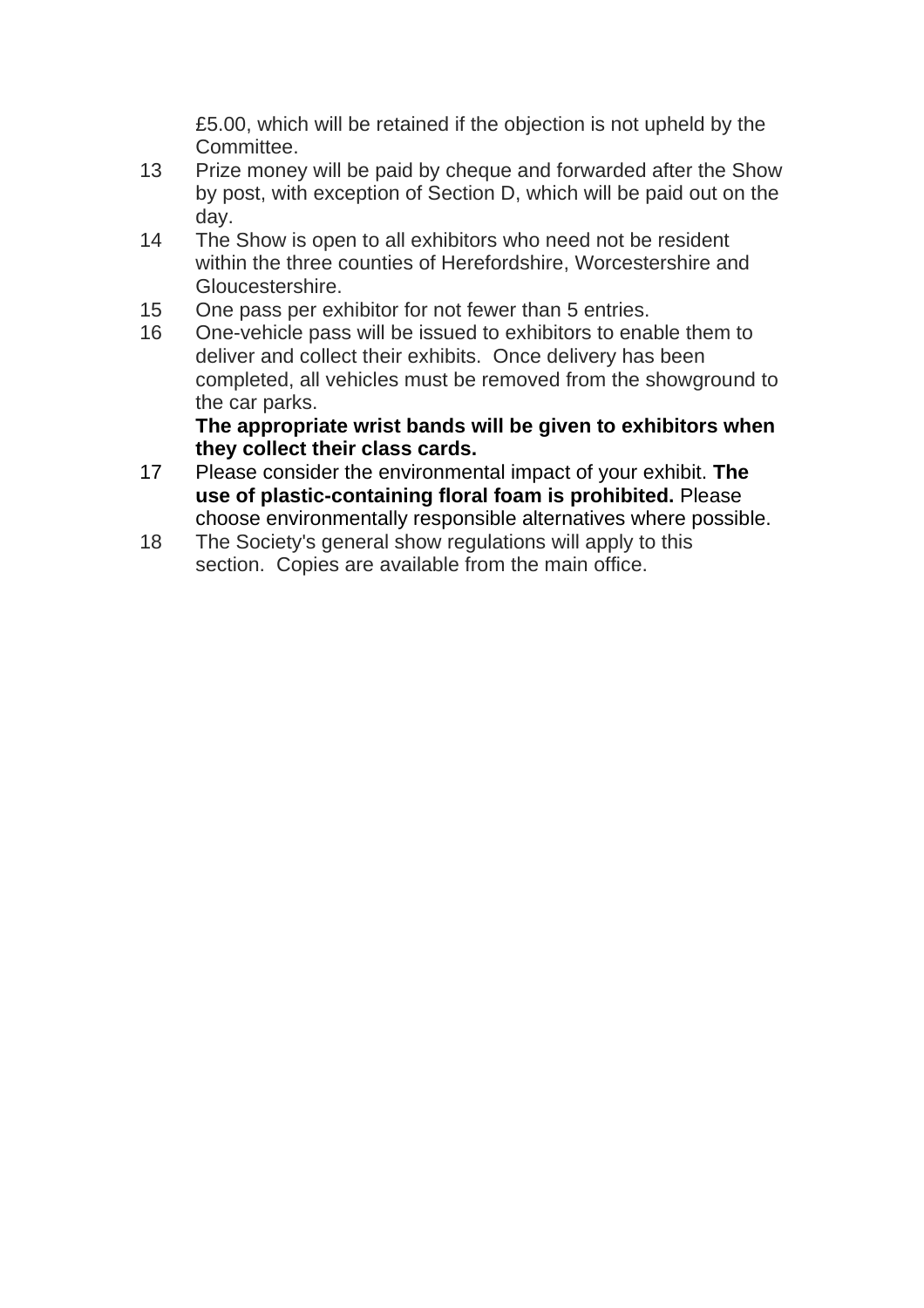£5.00, which will be retained if the objection is not upheld by the Committee.

13 Prize money will be paid by cheque and forwarded after the Show by post, with exception of Section D, which will be paid out on the day.

14 The Show is open to all exhibitors who need not be resident within the three counties of Herefordshire, Worcestershire and Gloucestershire.

15 One pass per exhibitor for not fewer than 5 entries.

16 One-vehicle pass will be issued to exhibitors to enable them to deliver and collect their exhibits. Once delivery has been completed, all vehicles must be removed from the showground to the car parks.
**The appropriate wrist bands will be given to exhibitors when they collect their class cards.**

17 Please consider the environmental impact of your exhibit. **The use of plastic-containing floral foam is prohibited.** Please choose environmentally responsible alternatives where possible.

18 The Society's general show regulations will apply to this section. Copies are available from the main office.